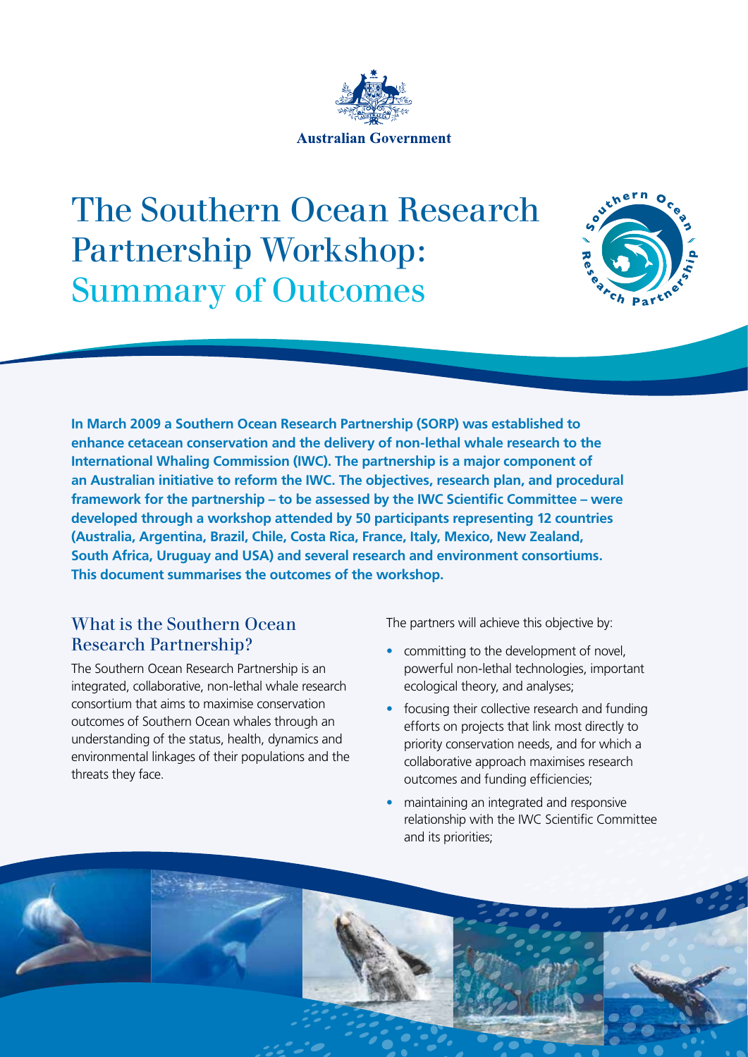Australian Government

# The Southern Ocean Research Partnership Workshop: Summary of Outcomes

**In March 2009 a Southern Ocean Research Partnership (SORP) was established to enhance cetacean conservation and the delivery of non-lethal whale research to the International Whaling Commission (IWC). The partnership is a major component of an Australian initiative to reform the IWC. The objectives, research plan, and procedural framework for the partnership – to be assessed by the IWC Scientific Committee – were developed through a workshop attended by 50 participants representing 12 countries (Australia, Argentina, Brazil, Chile, Costa Rica, France, Italy, Mexico, New Zealand, South Africa, Uruguay and USA) and several research and environment consortiums. This document summarises the outcomes of the workshop.**

## What is the Southern Ocean Research Partnership?

The Southern Ocean Research Partnership is an integrated, collaborative, non-lethal whale research consortium that aims to maximise conservation outcomes of Southern Ocean whales through an understanding of the status, health, dynamics and environmental linkages of their populations and the threats they face.

The partners will achieve this objective by:

- committing to the development of novel, powerful non-lethal technologies, important ecological theory, and analyses;
- focusing their collective research and funding efforts on projects that link most directly to priority conservation needs, and for which a collaborative approach maximises research outcomes and funding efficiencies;
- maintaining an integrated and responsive relationship with the IWC Scientific Committee and its priorities;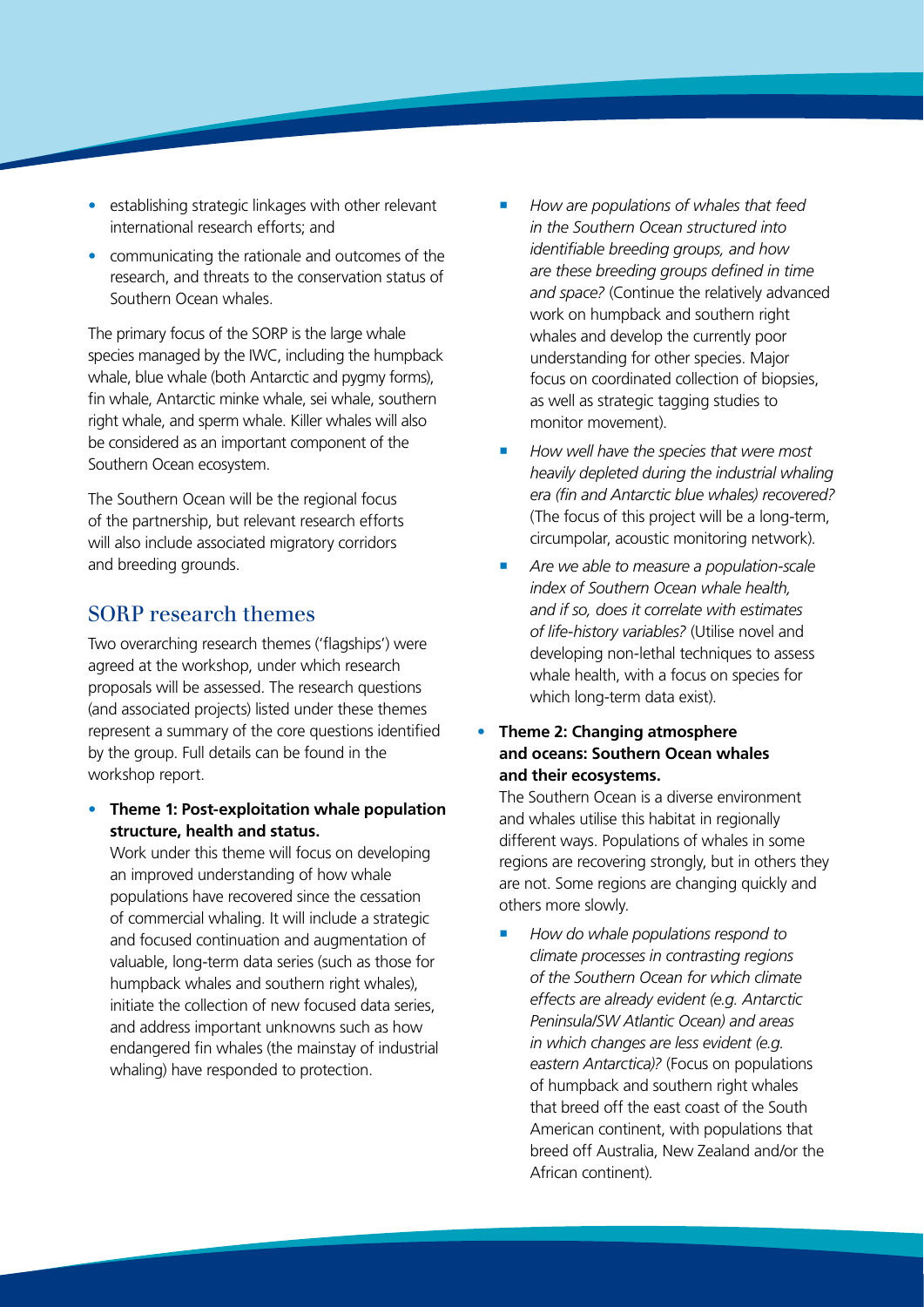- establishing strategic linkages with other relevant international research efforts; and
- communicating the rationale and outcomes of the research, and threats to the conservation status of Southern Ocean whales.

The primary focus of the SORP is the large whale species managed by the IWC, including the humpback whale, blue whale (both Antarctic and pygmy forms), fin whale, Antarctic minke whale, sei whale, southern right whale, and sperm whale. Killer whales will also be considered as an important component of the Southern Ocean ecosystem.

The Southern Ocean will be the regional focus of the partnership, but relevant research efforts will also include associated migratory corridors and breeding grounds.

## SORP research themes

Two overarching research themes ('flagships') were agreed at the workshop, under which research proposals will be assessed. The research questions (and associated projects) listed under these themes represent a summary of the core questions identified by the group. Full details can be found in the workshop report.

- **Theme 1: Post-exploitation whale population structure, health and status.**
  Work under this theme will focus on developing an improved understanding of how whale populations have recovered since the cessation of commercial whaling. It will include a strategic and focused continuation and augmentation of valuable, long-term data series (such as those for humpback whales and southern right whales), initiate the collection of new focused data series, and address important unknowns such as how endangered fin whales (the mainstay of industrial whaling) have responded to protection.
  - *How are populations of whales that feed in the Southern Ocean structured into identifiable breeding groups, and how are these breeding groups defined in time and space?* (Continue the relatively advanced work on humpback and southern right whales and develop the currently poor understanding for other species. Major focus on coordinated collection of biopsies, as well as strategic tagging studies to monitor movement).
  - *How well have the species that were most heavily depleted during the industrial whaling era (fin and Antarctic blue whales) recovered?* (The focus of this project will be a long-term, circumpolar, acoustic monitoring network).
  - *Are we able to measure a population-scale index of Southern Ocean whale health, and if so, does it correlate with estimates of life-history variables?* (Utilise novel and developing non-lethal techniques to assess whale health, with a focus on species for which long-term data exist).
- **Theme 2: Changing atmosphere and oceans: Southern Ocean whales and their ecosystems.**
  The Southern Ocean is a diverse environment and whales utilise this habitat in regionally different ways. Populations of whales in some regions are recovering strongly, but in others they are not. Some regions are changing quickly and others more slowly.
  - *How do whale populations respond to climate processes in contrasting regions of the Southern Ocean for which climate effects are already evident (e.g. Antarctic Peninsula/SW Atlantic Ocean) and areas in which changes are less evident (e.g. eastern Antarctica)?* (Focus on populations of humpback and southern right whales that breed off the east coast of the South American continent, with populations that breed off Australia, New Zealand and/or the African continent).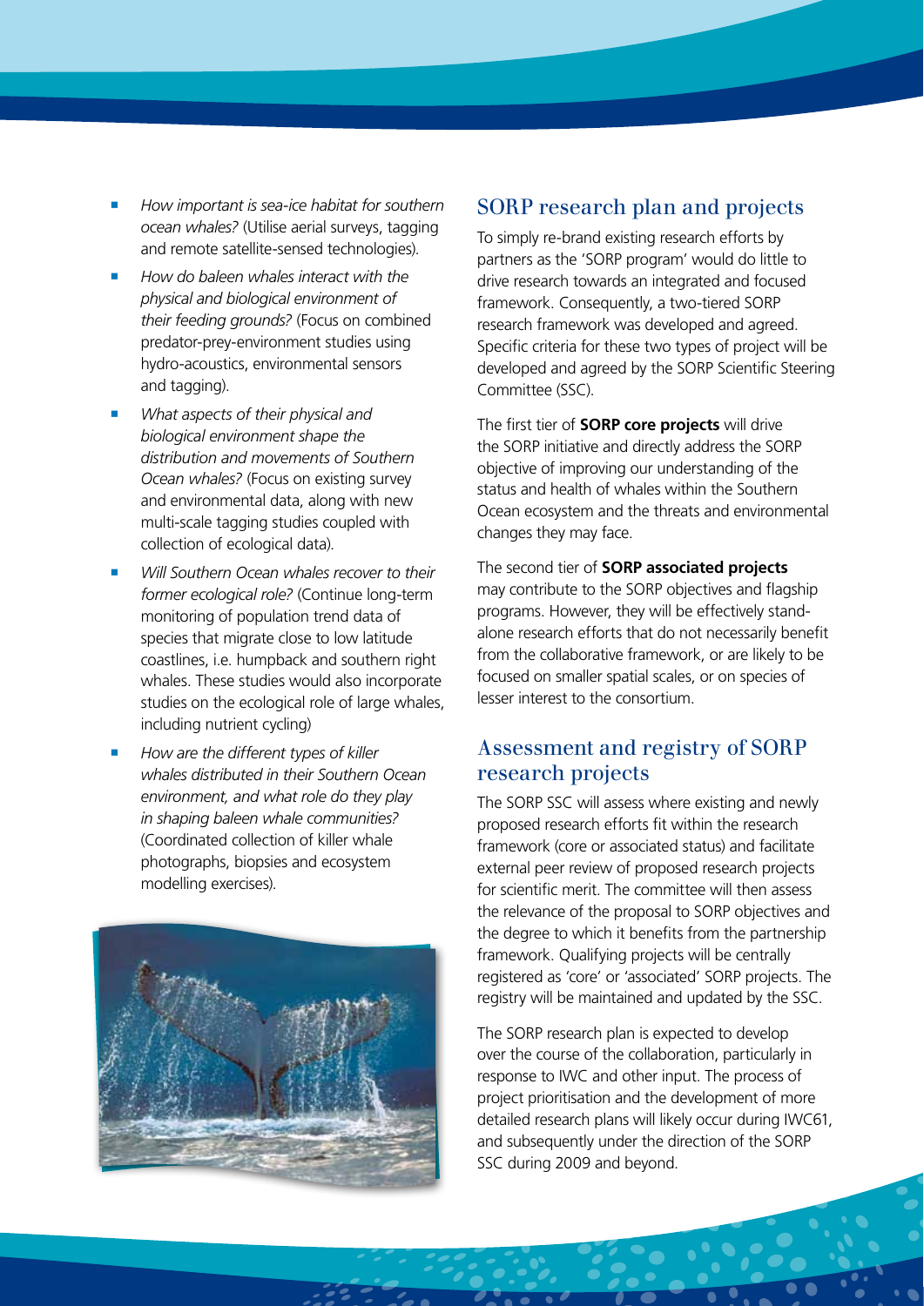- *How important is sea-ice habitat for southern ocean whales?* (Utilise aerial surveys, tagging and remote satellite-sensed technologies).
- *How do baleen whales interact with the physical and biological environment of their feeding grounds?* (Focus on combined predator-prey-environment studies using hydro-acoustics, environmental sensors and tagging).
- *What aspects of their physical and biological environment shape the distribution and movements of Southern Ocean whales?* (Focus on existing survey and environmental data, along with new multi-scale tagging studies coupled with collection of ecological data).
- *Will Southern Ocean whales recover to their former ecological role?* (Continue long-term monitoring of population trend data of species that migrate close to low latitude coastlines, i.e. humpback and southern right whales. These studies would also incorporate studies on the ecological role of large whales, including nutrient cycling)
- *How are the different types of killer whales distributed in their Southern Ocean environment, and what role do they play in shaping baleen whale communities?* (Coordinated collection of killer whale photographs, biopsies and ecosystem modelling exercises).

## SORP research plan and projects

To simply re-brand existing research efforts by partners as the 'SORP program' would do little to drive research towards an integrated and focused framework. Consequently, a two-tiered SORP research framework was developed and agreed. Specific criteria for these two types of project will be developed and agreed by the SORP Scientific Steering Committee (SSC).

The first tier of **SORP core projects** will drive the SORP initiative and directly address the SORP objective of improving our understanding of the status and health of whales within the Southern Ocean ecosystem and the threats and environmental changes they may face.

The second tier of **SORP associated projects** may contribute to the SORP objectives and flagship programs. However, they will be effectively stand-alone research efforts that do not necessarily benefit from the collaborative framework, or are likely to be focused on smaller spatial scales, or on species of lesser interest to the consortium.

## Assessment and registry of SORP research projects

The SORP SSC will assess where existing and newly proposed research efforts fit within the research framework (core or associated status) and facilitate external peer review of proposed research projects for scientific merit. The committee will then assess the relevance of the proposal to SORP objectives and the degree to which it benefits from the partnership framework. Qualifying projects will be centrally registered as 'core' or 'associated' SORP projects. The registry will be maintained and updated by the SSC.

The SORP research plan is expected to develop over the course of the collaboration, particularly in response to IWC and other input. The process of project prioritisation and the development of more detailed research plans will likely occur during IWC61, and subsequently under the direction of the SORP SSC during 2009 and beyond.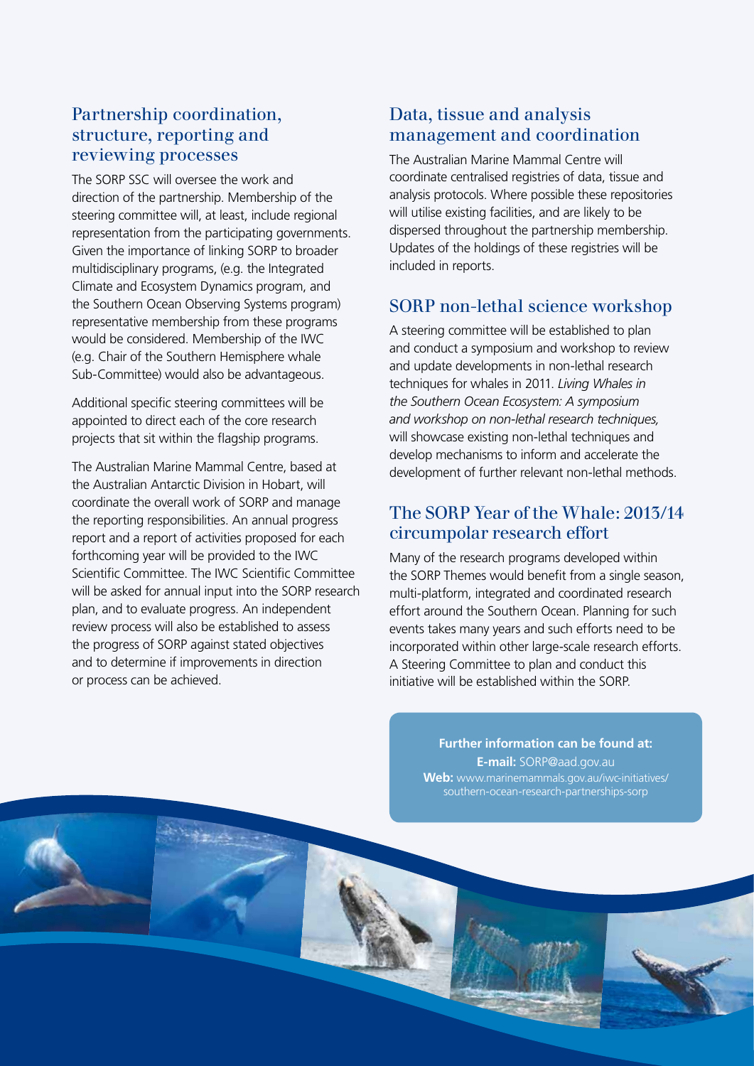## Partnership coordination, structure, reporting and reviewing processes

The SORP SSC will oversee the work and direction of the partnership. Membership of the steering committee will, at least, include regional representation from the participating governments. Given the importance of linking SORP to broader multidisciplinary programs, (e.g. the Integrated Climate and Ecosystem Dynamics program, and the Southern Ocean Observing Systems program) representative membership from these programs would be considered. Membership of the IWC (e.g. Chair of the Southern Hemisphere whale Sub-Committee) would also be advantageous.

Additional specific steering committees will be appointed to direct each of the core research projects that sit within the flagship programs.

The Australian Marine Mammal Centre, based at the Australian Antarctic Division in Hobart, will coordinate the overall work of SORP and manage the reporting responsibilities. An annual progress report and a report of activities proposed for each forthcoming year will be provided to the IWC Scientific Committee. The IWC Scientific Committee will be asked for annual input into the SORP research plan, and to evaluate progress. An independent review process will also be established to assess the progress of SORP against stated objectives and to determine if improvements in direction or process can be achieved.

## Data, tissue and analysis management and coordination

The Australian Marine Mammal Centre will coordinate centralised registries of data, tissue and analysis protocols. Where possible these repositories will utilise existing facilities, and are likely to be dispersed throughout the partnership membership. Updates of the holdings of these registries will be included in reports.

## SORP non-lethal science workshop

A steering committee will be established to plan and conduct a symposium and workshop to review and update developments in non-lethal research techniques for whales in 2011. *Living Whales in the Southern Ocean Ecosystem: A symposium and workshop on non-lethal research techniques,* will showcase existing non-lethal techniques and develop mechanisms to inform and accelerate the development of further relevant non-lethal methods.

## The SORP Year of the Whale: 2013/14 circumpolar research effort

Many of the research programs developed within the SORP Themes would benefit from a single season, multi-platform, integrated and coordinated research effort around the Southern Ocean. Planning for such events takes many years and such efforts need to be incorporated within other large-scale research efforts. A Steering Committee to plan and conduct this initiative will be established within the SORP.

**Further information can be found at:**
**E-mail:** SORP@aad.gov.au
**Web:** www.marinemammals.gov.au/iwc-initiatives/southern-ocean-research-partnerships-sorp